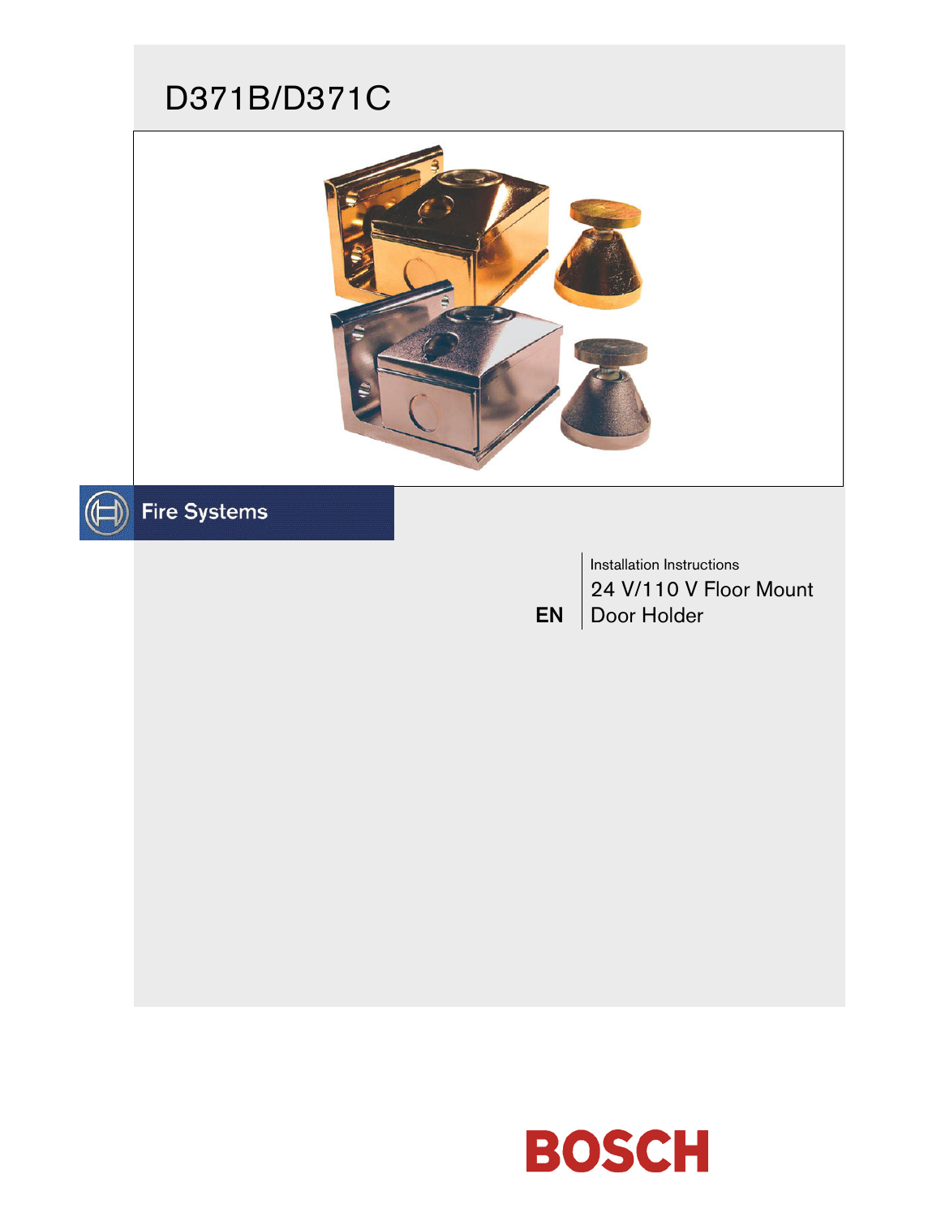# D371B/D371C

Fire Systems

Installation Instructions

EN

24 V/110 V Floor Mount Door Holder

BOSCH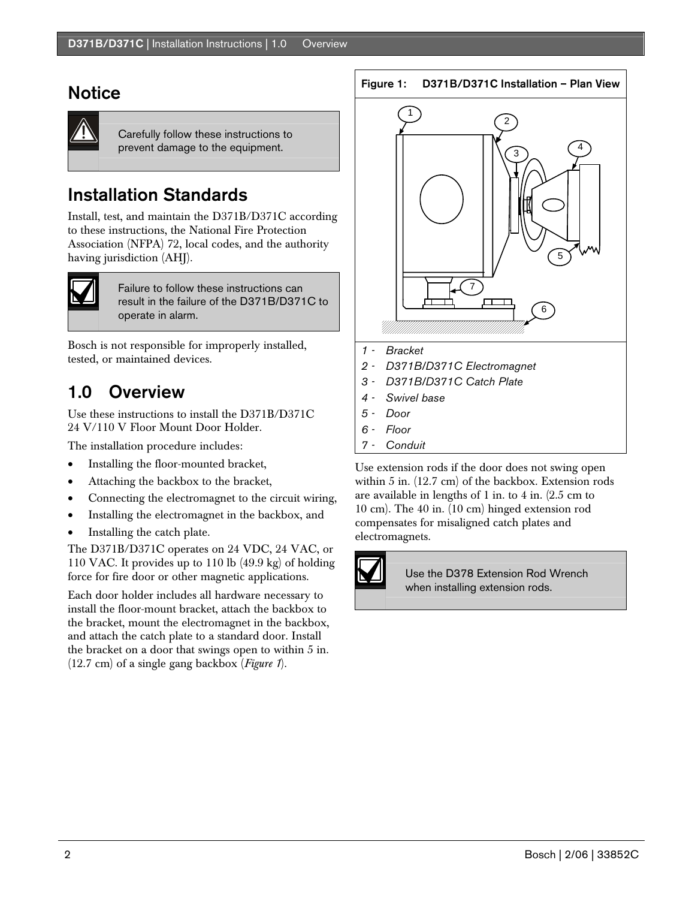## Notice

> Carefully follow these instructions to prevent damage to the equipment.

## Installation Standards

Install, test, and maintain the D371B/D371C according to these instructions, the National Fire Protection Association (NFPA) 72, local codes, and the authority having jurisdiction (AHJ).

> Failure to follow these instructions can result in the failure of the D371B/D371C to operate in alarm.

Bosch is not responsible for improperly installed, tested, or maintained devices.

## 1.0 Overview

Use these instructions to install the D371B/D371C 24 V/110 V Floor Mount Door Holder.

The installation procedure includes:

- Installing the floor-mounted bracket,
- Attaching the backbox to the bracket,
- Connecting the electromagnet to the circuit wiring,
- Installing the electromagnet in the backbox, and
- Installing the catch plate.

The D371B/D371C operates on 24 VDC, 24 VAC, or 110 VAC. It provides up to 110 lb (49.9 kg) of holding force for fire door or other magnetic applications.

Each door holder includes all hardware necessary to install the floor-mount bracket, attach the backbox to the bracket, mount the electromagnet in the backbox, and attach the catch plate to a standard door. Install the bracket on a door that swings open to within 5 in. (12.7 cm) of a single gang backbox (*Figure 1*).

**Figure 1: D371B/D371C Installation – Plan View**

*1 - Bracket*
*2 - D371B/D371C Electromagnet*
*3 - D371B/D371C Catch Plate*
*4 - Swivel base*
*5 - Door*
*6 - Floor*
*7 - Conduit*

Use extension rods if the door does not swing open within 5 in. (12.7 cm) of the backbox. Extension rods are available in lengths of 1 in. to 4 in. (2.5 cm to 10 cm). The 40 in. (10 cm) hinged extension rod compensates for misaligned catch plates and electromagnets.

> Use the D378 Extension Rod Wrench when installing extension rods.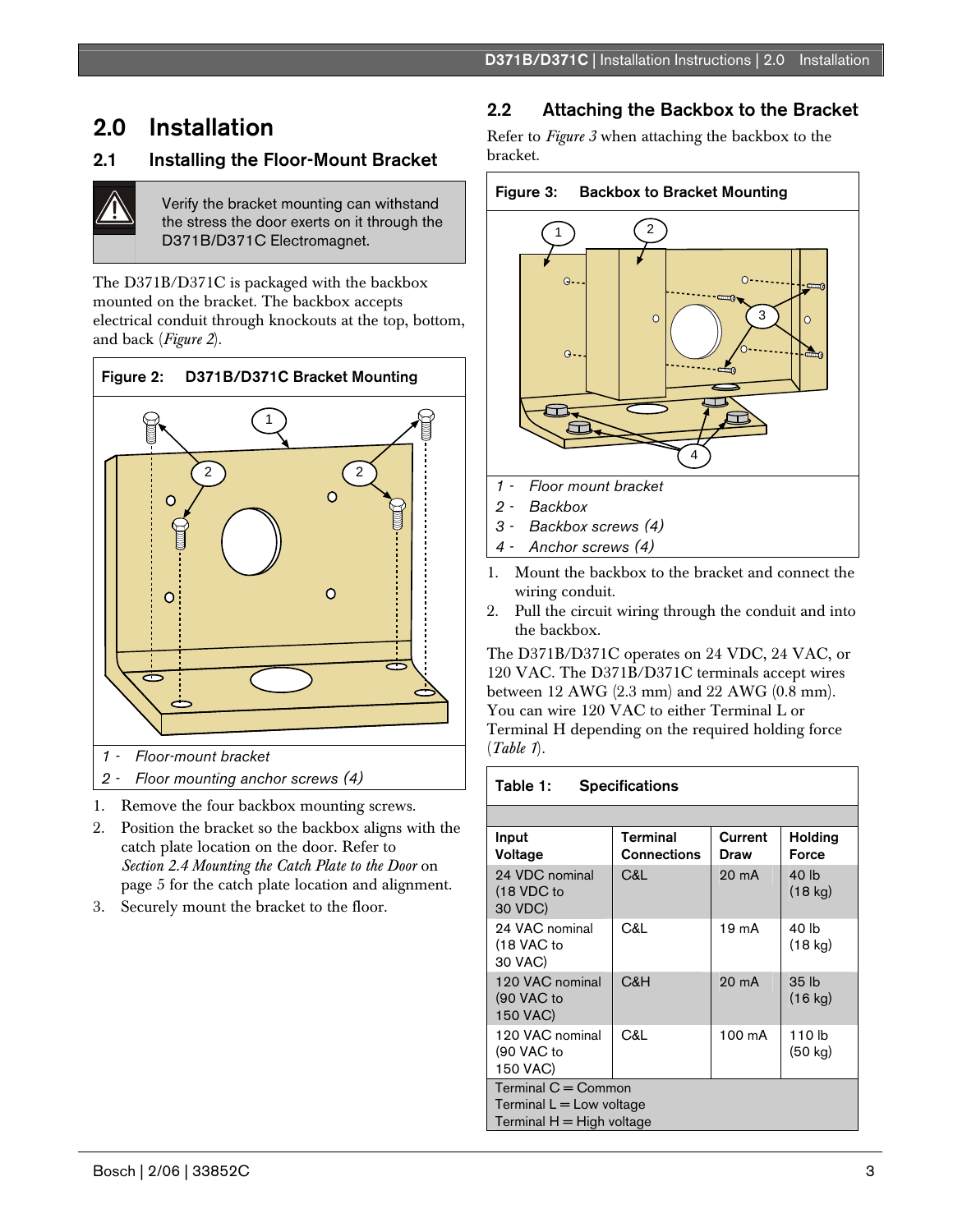# 2.0 Installation

## 2.1 Installing the Floor-Mount Bracket

> ⚠ Verify the bracket mounting can withstand the stress the door exerts on it through the D371B/D371C Electromagnet.

The D371B/D371C is packaged with the backbox mounted on the bracket. The backbox accepts electrical conduit through knockouts at the top, bottom, and back (*Figure 2*).

**Figure 2: D371B/D371C Bracket Mounting**

*1 - Floor-mount bracket*
*2 - Floor mounting anchor screws (4)*

1. Remove the four backbox mounting screws.
2. Position the bracket so the backbox aligns with the catch plate location on the door. Refer to *Section 2.4 Mounting the Catch Plate to the Door* on page 5 for the catch plate location and alignment.
3. Securely mount the bracket to the floor.

## 2.2 Attaching the Backbox to the Bracket

Refer to *Figure 3* when attaching the backbox to the bracket.

**Figure 3: Backbox to Bracket Mounting**

*1 - Floor mount bracket*
*2 - Backbox*
*3 - Backbox screws (4)*
*4 - Anchor screws (4)*

1. Mount the backbox to the bracket and connect the wiring conduit.
2. Pull the circuit wiring through the conduit and into the backbox.

The D371B/D371C operates on 24 VDC, 24 VAC, or 120 VAC. The D371B/D371C terminals accept wires between 12 AWG (2.3 mm) and 22 AWG (0.8 mm). You can wire 120 VAC to either Terminal L or Terminal H depending on the required holding force (*Table 1*).

**Table 1: Specifications**

| Input Voltage | Terminal Connections | Current Draw | Holding Force |
|---|---|---|---|
| 24 VDC nominal (18 VDC to 30 VDC) | C&L | 20 mA | 40 lb (18 kg) |
| 24 VAC nominal (18 VAC to 30 VAC) | C&L | 19 mA | 40 lb (18 kg) |
| 120 VAC nominal (90 VAC to 150 VAC) | C&H | 20 mA | 35 lb (16 kg) |
| 120 VAC nominal (90 VAC to 150 VAC) | C&L | 100 mA | 110 lb (50 kg) |

Terminal C = Common
Terminal L = Low voltage
Terminal H = High voltage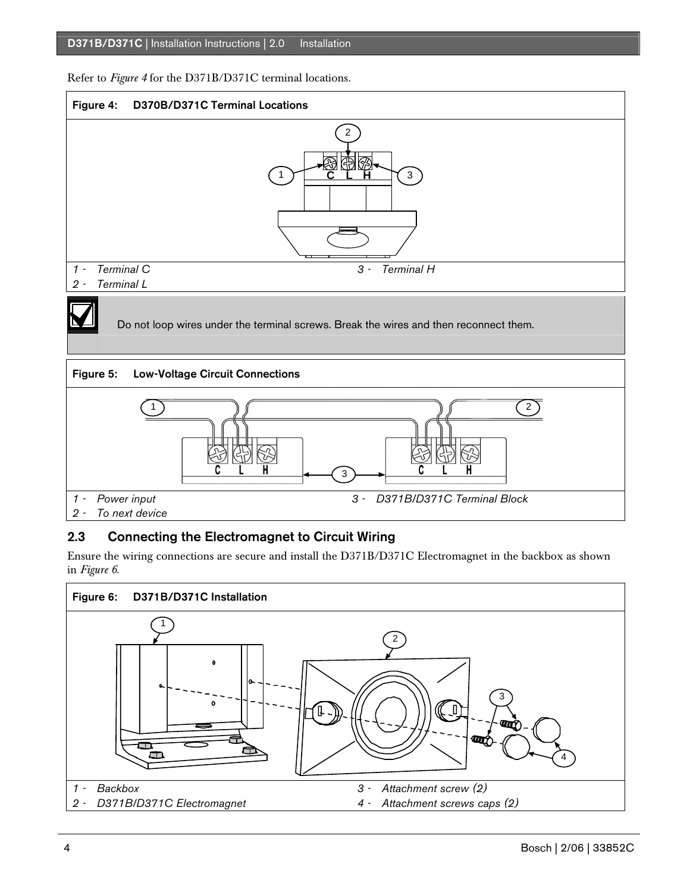Refer to *Figure 4* for the D371B/D371C terminal locations.

**Figure 4: D370B/D371C Terminal Locations**

| | |
|---|---|
| 1 - *Terminal C* | 3 - *Terminal H* |
| 2 - *Terminal L* | |

Do not loop wires under the terminal screws. Break the wires and then reconnect them.

**Figure 5: Low-Voltage Circuit Connections**

| | |
|---|---|
| 1 - *Power input* | 3 - *D371B/D371C Terminal Block* |
| 2 - *To next device* | |

## 2.3 Connecting the Electromagnet to Circuit Wiring

Ensure the wiring connections are secure and install the D371B/D371C Electromagnet in the backbox as shown in *Figure 6*.

**Figure 6: D371B/D371C Installation**

| | |
|---|---|
| 1 - *Backbox* | 3 - *Attachment screw (2)* |
| 2 - *D371B/D371C Electromagnet* | 4 - *Attachment screws caps (2)* |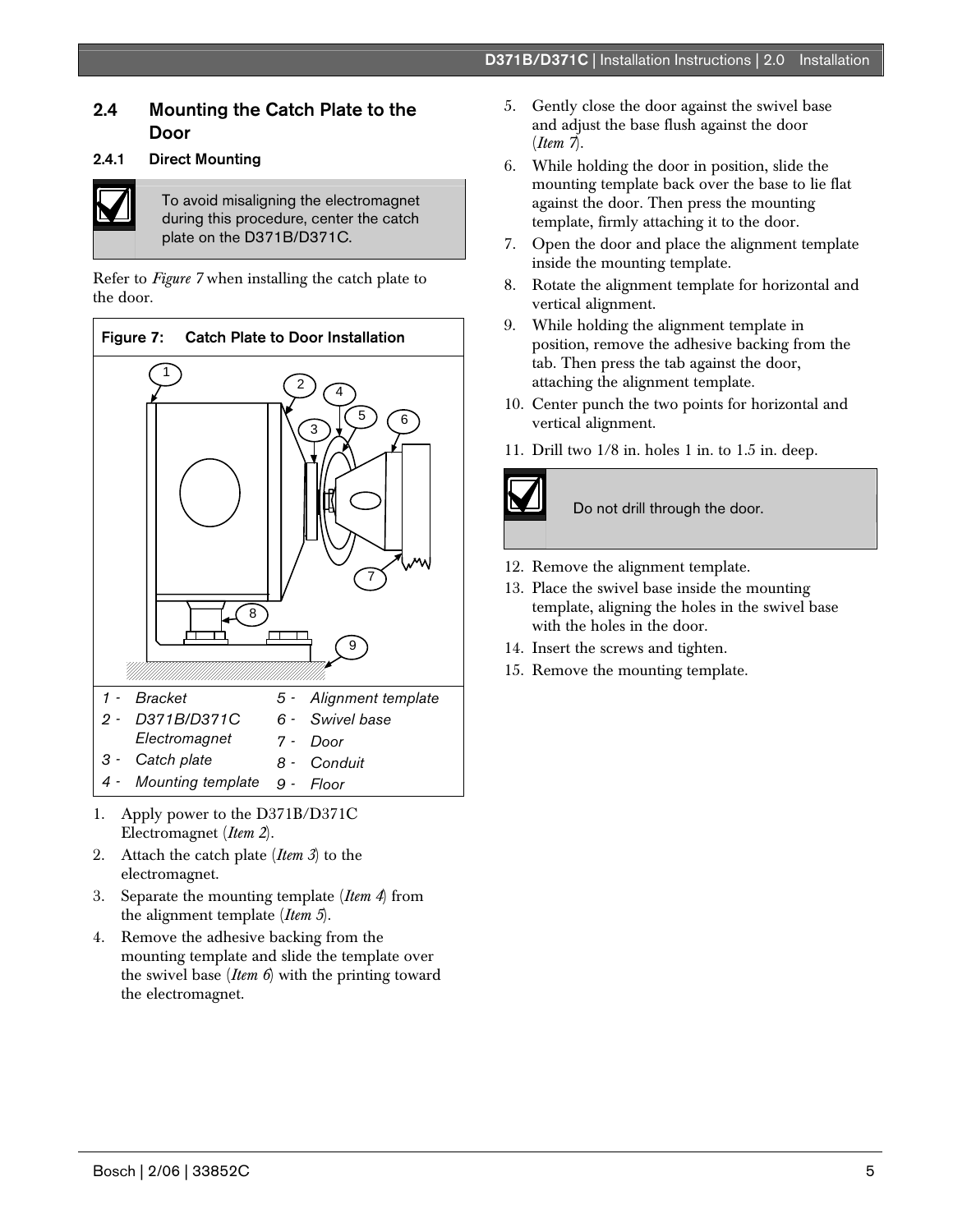## 2.4 Mounting the Catch Plate to the Door

### 2.4.1 Direct Mounting

> To avoid misaligning the electromagnet during this procedure, center the catch plate on the D371B/D371C.

Refer to *Figure 7* when installing the catch plate to the door.

**Figure 7: Catch Plate to Door Installation**

| | | | |
|---|---|---|---|
| *1 -* | *Bracket* | *5 -* | *Alignment template* |
| *2 -* | *D371B/D371C Electromagnet* | *6 -* | *Swivel base* |
| *3 -* | *Catch plate* | *7 -* | *Door* |
| *4 -* | *Mounting template* | *8 -* | *Conduit* |
| | | *9 -* | *Floor* |

1. Apply power to the D371B/D371C Electromagnet (*Item 2*).
2. Attach the catch plate (*Item 3*) to the electromagnet.
3. Separate the mounting template (*Item 4*) from the alignment template (*Item 5*).
4. Remove the adhesive backing from the mounting template and slide the template over the swivel base (*Item 6*) with the printing toward the electromagnet.
5. Gently close the door against the swivel base and adjust the base flush against the door (*Item 7*).
6. While holding the door in position, slide the mounting template back over the base to lie flat against the door. Then press the mounting template, firmly attaching it to the door.
7. Open the door and place the alignment template inside the mounting template.
8. Rotate the alignment template for horizontal and vertical alignment.
9. While holding the alignment template in position, remove the adhesive backing from the tab. Then press the tab against the door, attaching the alignment template.
10. Center punch the two points for horizontal and vertical alignment.
11. Drill two 1/8 in. holes 1 in. to 1.5 in. deep.

> Do not drill through the door.

12. Remove the alignment template.
13. Place the swivel base inside the mounting template, aligning the holes in the swivel base with the holes in the door.
14. Insert the screws and tighten.
15. Remove the mounting template.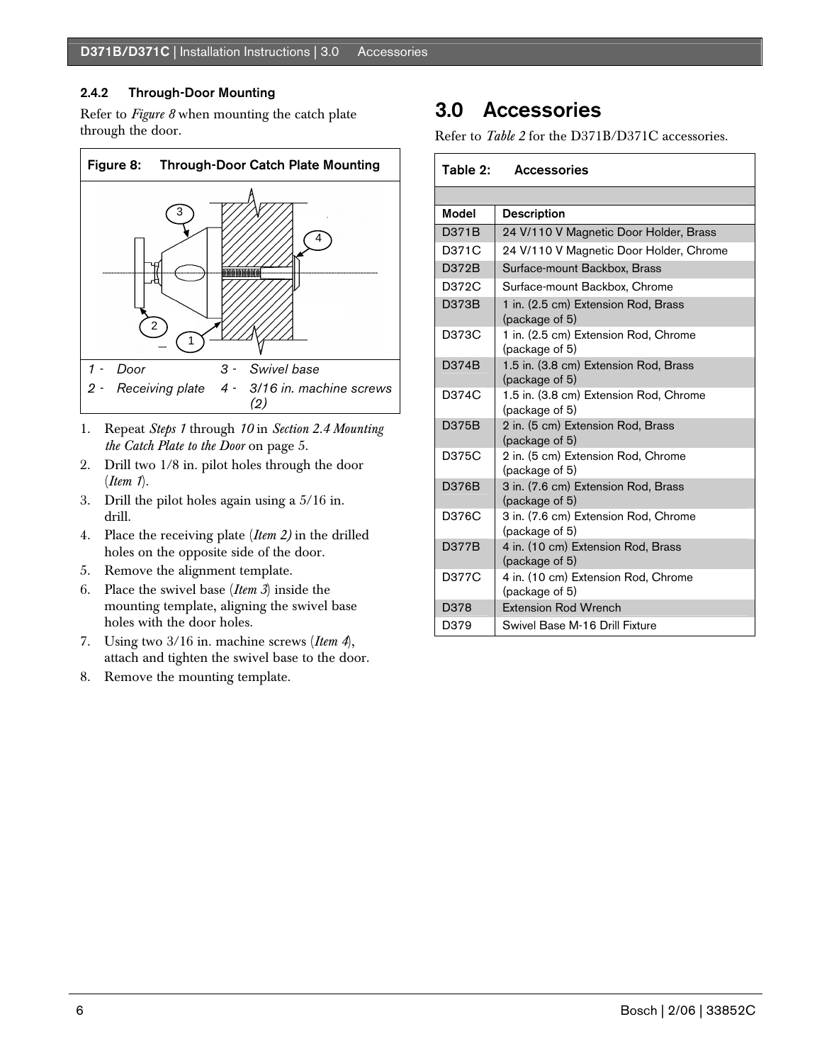### 2.4.2 Through-Door Mounting

Refer to *Figure 8* when mounting the catch plate through the door.

**Figure 8: Through-Door Catch Plate Mounting**

| | | | |
|---|---|---|---|
| 1 - | *Door* | 3 - | *Swivel base* |
| 2 - | *Receiving plate* | 4 - | *3/16 in. machine screws (2)* |

1. Repeat *Steps 1* through *10* in *Section 2.4 Mounting the Catch Plate to the Door* on page 5.
2. Drill two 1/8 in. pilot holes through the door (*Item 1*).
3. Drill the pilot holes again using a 5/16 in. drill.
4. Place the receiving plate (*Item 2)* in the drilled holes on the opposite side of the door.
5. Remove the alignment template.
6. Place the swivel base (*Item 3*) inside the mounting template, aligning the swivel base holes with the door holes.
7. Using two 3/16 in. machine screws (*Item 4*), attach and tighten the swivel base to the door.
8. Remove the mounting template.

# 3.0 Accessories

Refer to *Table 2* for the D371B/D371C accessories.

**Table 2: Accessories**

| Model | Description |
|---|---|
| D371B | 24 V/110 V Magnetic Door Holder, Brass |
| D371C | 24 V/110 V Magnetic Door Holder, Chrome |
| D372B | Surface-mount Backbox, Brass |
| D372C | Surface-mount Backbox, Chrome |
| D373B | 1 in. (2.5 cm) Extension Rod, Brass (package of 5) |
| D373C | 1 in. (2.5 cm) Extension Rod, Chrome (package of 5) |
| D374B | 1.5 in. (3.8 cm) Extension Rod, Brass (package of 5) |
| D374C | 1.5 in. (3.8 cm) Extension Rod, Chrome (package of 5) |
| D375B | 2 in. (5 cm) Extension Rod, Brass (package of 5) |
| D375C | 2 in. (5 cm) Extension Rod, Chrome (package of 5) |
| D376B | 3 in. (7.6 cm) Extension Rod, Brass (package of 5) |
| D376C | 3 in. (7.6 cm) Extension Rod, Chrome (package of 5) |
| D377B | 4 in. (10 cm) Extension Rod, Brass (package of 5) |
| D377C | 4 in. (10 cm) Extension Rod, Chrome (package of 5) |
| D378 | Extension Rod Wrench |
| D379 | Swivel Base M-16 Drill Fixture |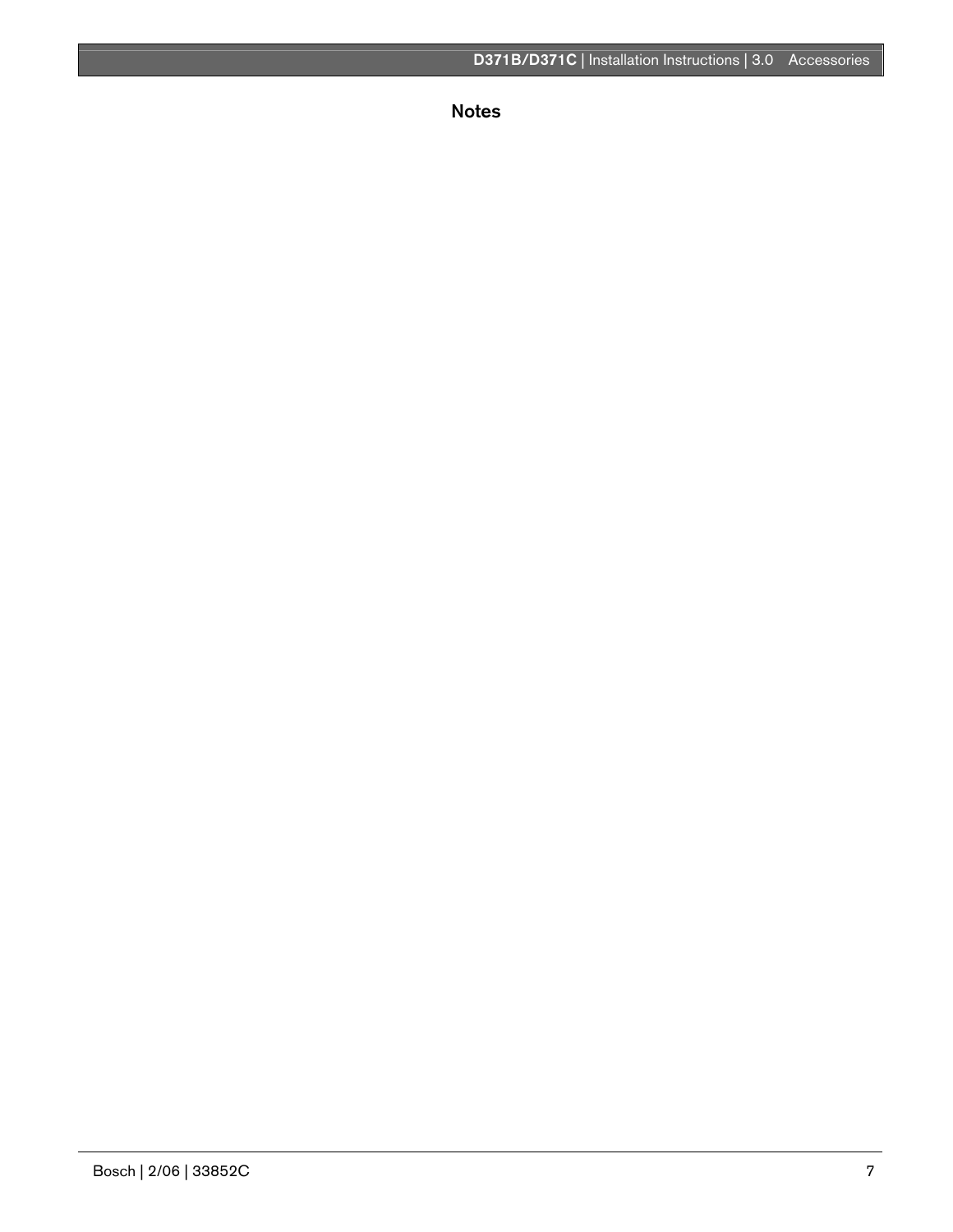## Notes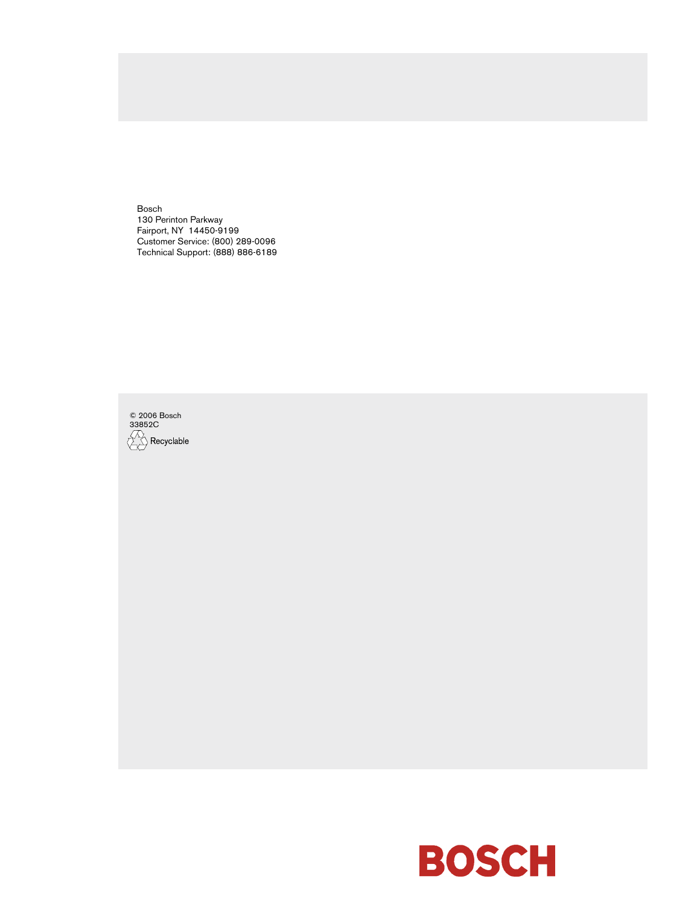Bosch
130 Perinton Parkway
Fairport, NY 14450-9199
Customer Service: (800) 289-0096
Technical Support: (888) 886-6189

© 2006 Bosch
33852C
Recyclable

BOSCH